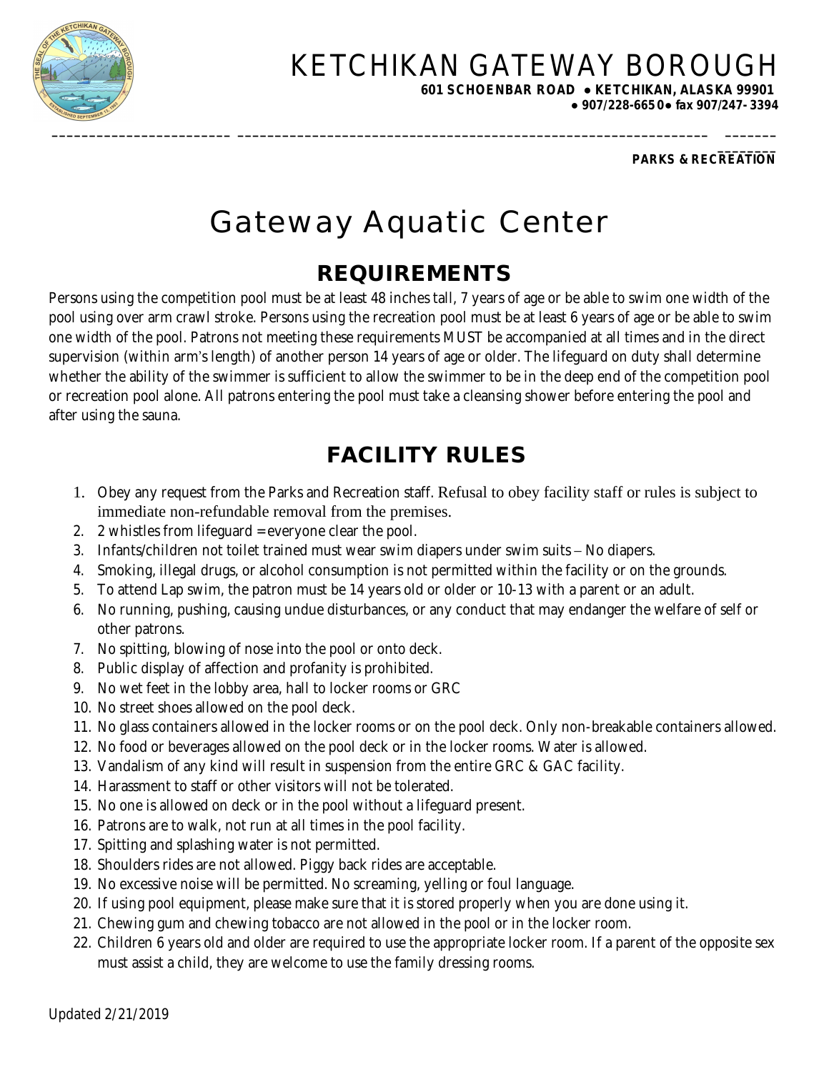# KETCHIKAN GATEWAY BOROUGH

**601 SCHOENBAR ROAD ● KETCHIKAN, ALASKA 99901**
**● 907/228-6650 ● fax 907/247-3394**

**PARKS & RECREATION**

# Gateway Aquatic Center

## REQUIREMENTS

Persons using the competition pool must be at least 48 inches tall, 7 years of age or be able to swim one width of the pool using over arm crawl stroke. Persons using the recreation pool must be at least 6 years of age or be able to swim one width of the pool. Patrons not meeting these requirements MUST be accompanied at all times and in the direct supervision (within arm's length) of another person 14 years of age or older. The lifeguard on duty shall determine whether the ability of the swimmer is sufficient to allow the swimmer to be in the deep end of the competition pool or recreation pool alone. All patrons entering the pool must take a cleansing shower before entering the pool and after using the sauna.

## FACILITY RULES

1. Obey any request from the Parks and Recreation staff. Refusal to obey facility staff or rules is subject to immediate non-refundable removal from the premises.
2. 2 whistles from lifeguard = everyone clear the pool.
3. Infants/children not toilet trained must wear swim diapers under swim suits – No diapers.
4. Smoking, illegal drugs, or alcohol consumption is not permitted within the facility or on the grounds.
5. To attend Lap swim, the patron must be 14 years old or older or 10-13 with a parent or an adult.
6. No running, pushing, causing undue disturbances, or any conduct that may endanger the welfare of self or other patrons.
7. No spitting, blowing of nose into the pool or onto deck.
8. Public display of affection and profanity is prohibited.
9. No wet feet in the lobby area, hall to locker rooms or GRC
10. No street shoes allowed on the pool deck.
11. No glass containers allowed in the locker rooms or on the pool deck. Only non-breakable containers allowed.
12. No food or beverages allowed on the pool deck or in the locker rooms. Water is allowed.
13. Vandalism of any kind will result in suspension from the entire GRC & GAC facility.
14. Harassment to staff or other visitors will not be tolerated.
15. No one is allowed on deck or in the pool without a lifeguard present.
16. Patrons are to walk, not run at all times in the pool facility.
17. Spitting and splashing water is not permitted.
18. Shoulders rides are not allowed. Piggy back rides are acceptable.
19. No excessive noise will be permitted. No screaming, yelling or foul language.
20. If using pool equipment, please make sure that it is stored properly when you are done using it.
21. Chewing gum and chewing tobacco are not allowed in the pool or in the locker room.
22. Children 6 years old and older are required to use the appropriate locker room. If a parent of the opposite sex must assist a child, they are welcome to use the family dressing rooms.

Updated 2/21/2019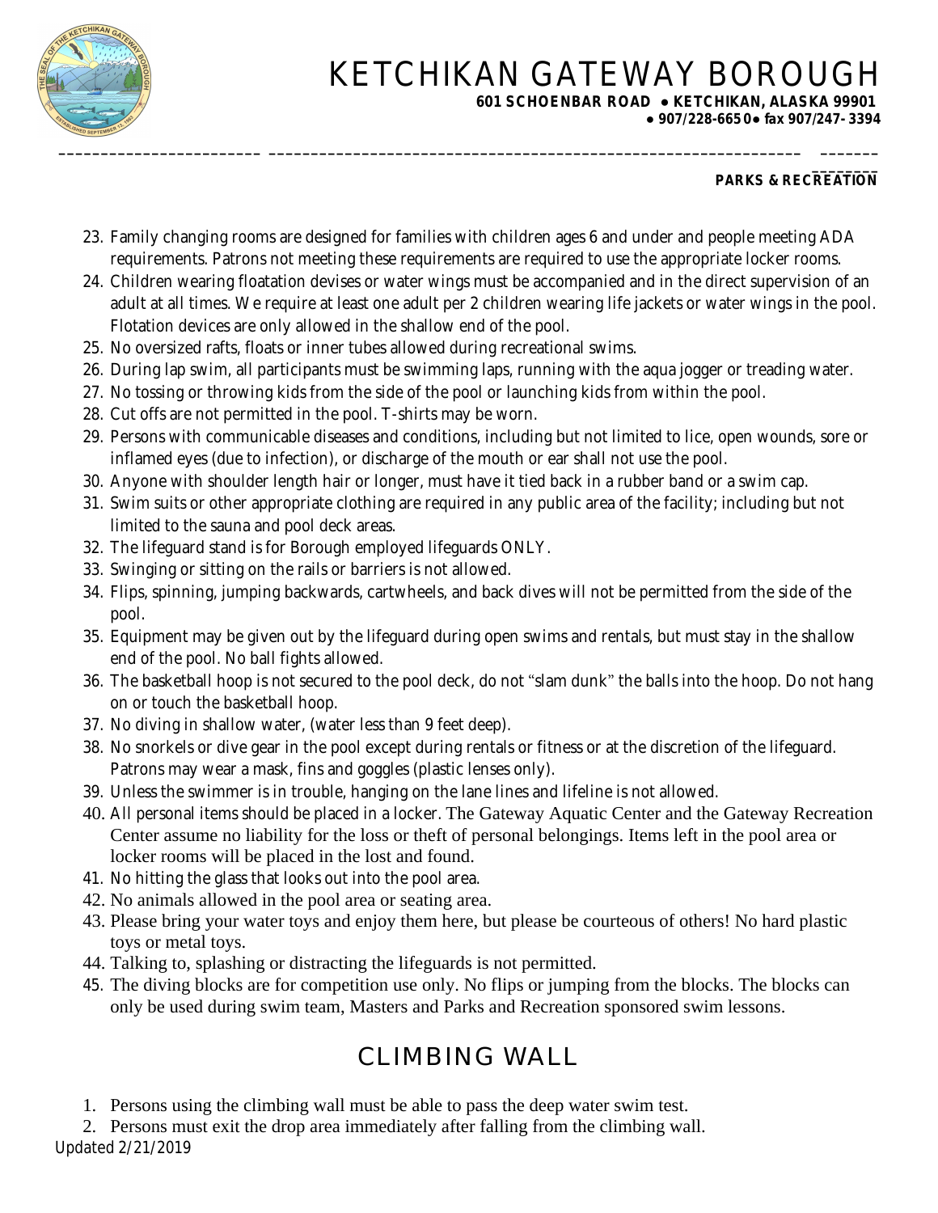23. Family changing rooms are designed for families with children ages 6 and under and people meeting ADA requirements. Patrons not meeting these requirements are required to use the appropriate locker rooms.
24. Children wearing floatation devises or water wings must be accompanied and in the direct supervision of an adult at all times. We require at least one adult per 2 children wearing life jackets or water wings in the pool. Flotation devices are only allowed in the shallow end of the pool.
25. No oversized rafts, floats or inner tubes allowed during recreational swims.
26. During lap swim, all participants must be swimming laps, running with the aqua jogger or treading water.
27. No tossing or throwing kids from the side of the pool or launching kids from within the pool.
28. Cut offs are not permitted in the pool. T-shirts may be worn.
29. Persons with communicable diseases and conditions, including but not limited to lice, open wounds, sore or inflamed eyes (due to infection), or discharge of the mouth or ear shall not use the pool.
30. Anyone with shoulder length hair or longer, must have it tied back in a rubber band or a swim cap.
31. Swim suits or other appropriate clothing are required in any public area of the facility; including but not limited to the sauna and pool deck areas.
32. The lifeguard stand is for Borough employed lifeguards ONLY.
33. Swinging or sitting on the rails or barriers is not allowed.
34. Flips, spinning, jumping backwards, cartwheels, and back dives will not be permitted from the side of the pool.
35. Equipment may be given out by the lifeguard during open swims and rentals, but must stay in the shallow end of the pool. No ball fights allowed.
36. The basketball hoop is not secured to the pool deck, do not "slam dunk" the balls into the hoop. Do not hang on or touch the basketball hoop.
37. No diving in shallow water, (water less than 9 feet deep).
38. No snorkels or dive gear in the pool except during rentals or fitness or at the discretion of the lifeguard. Patrons may wear a mask, fins and goggles (plastic lenses only).
39. Unless the swimmer is in trouble, hanging on the lane lines and lifeline is not allowed.
40. All personal items should be placed in a locker. The Gateway Aquatic Center and the Gateway Recreation Center assume no liability for the loss or theft of personal belongings. Items left in the pool area or locker rooms will be placed in the lost and found.
41. No hitting the glass that looks out into the pool area.
42. No animals allowed in the pool area or seating area.
43. Please bring your water toys and enjoy them here, but please be courteous of others! No hard plastic toys or metal toys.
44. Talking to, splashing or distracting the lifeguards is not permitted.
45. The diving blocks are for competition use only. No flips or jumping from the blocks. The blocks can only be used during swim team, Masters and Parks and Recreation sponsored swim lessons.

# CLIMBING WALL

1. Persons using the climbing wall must be able to pass the deep water swim test.
2. Persons must exit the drop area immediately after falling from the climbing wall.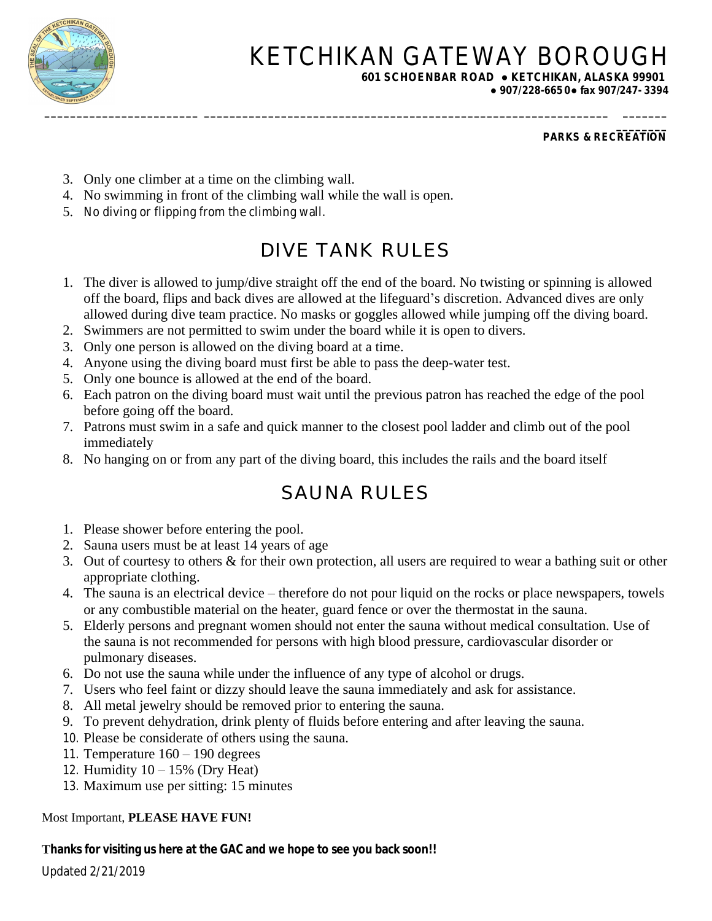3. Only one climber at a time on the climbing wall.
4. No swimming in front of the climbing wall while the wall is open.
5. No diving or flipping from the climbing wall.

## DIVE TANK RULES

1. The diver is allowed to jump/dive straight off the end of the board. No twisting or spinning is allowed off the board, flips and back dives are allowed at the lifeguard's discretion. Advanced dives are only allowed during dive team practice. No masks or goggles allowed while jumping off the diving board.
2. Swimmers are not permitted to swim under the board while it is open to divers.
3. Only one person is allowed on the diving board at a time.
4. Anyone using the diving board must first be able to pass the deep-water test.
5. Only one bounce is allowed at the end of the board.
6. Each patron on the diving board must wait until the previous patron has reached the edge of the pool before going off the board.
7. Patrons must swim in a safe and quick manner to the closest pool ladder and climb out of the pool immediately
8. No hanging on or from any part of the diving board, this includes the rails and the board itself

## SAUNA RULES

1. Please shower before entering the pool.
2. Sauna users must be at least 14 years of age
3. Out of courtesy to others & for their own protection, all users are required to wear a bathing suit or other appropriate clothing.
4. The sauna is an electrical device – therefore do not pour liquid on the rocks or place newspapers, towels or any combustible material on the heater, guard fence or over the thermostat in the sauna.
5. Elderly persons and pregnant women should not enter the sauna without medical consultation. Use of the sauna is not recommended for persons with high blood pressure, cardiovascular disorder or pulmonary diseases.
6. Do not use the sauna while under the influence of any type of alcohol or drugs.
7. Users who feel faint or dizzy should leave the sauna immediately and ask for assistance.
8. All metal jewelry should be removed prior to entering the sauna.
9. To prevent dehydration, drink plenty of fluids before entering and after leaving the sauna.
10. Please be considerate of others using the sauna.
11. Temperature 160 – 190 degrees
12. Humidity 10 – 15% (Dry Heat)
13. Maximum use per sitting: 15 minutes

Most Important, **PLEASE HAVE FUN!**

**Thanks for visiting us here at the GAC and we hope to see you back soon!!**

Updated 2/21/2019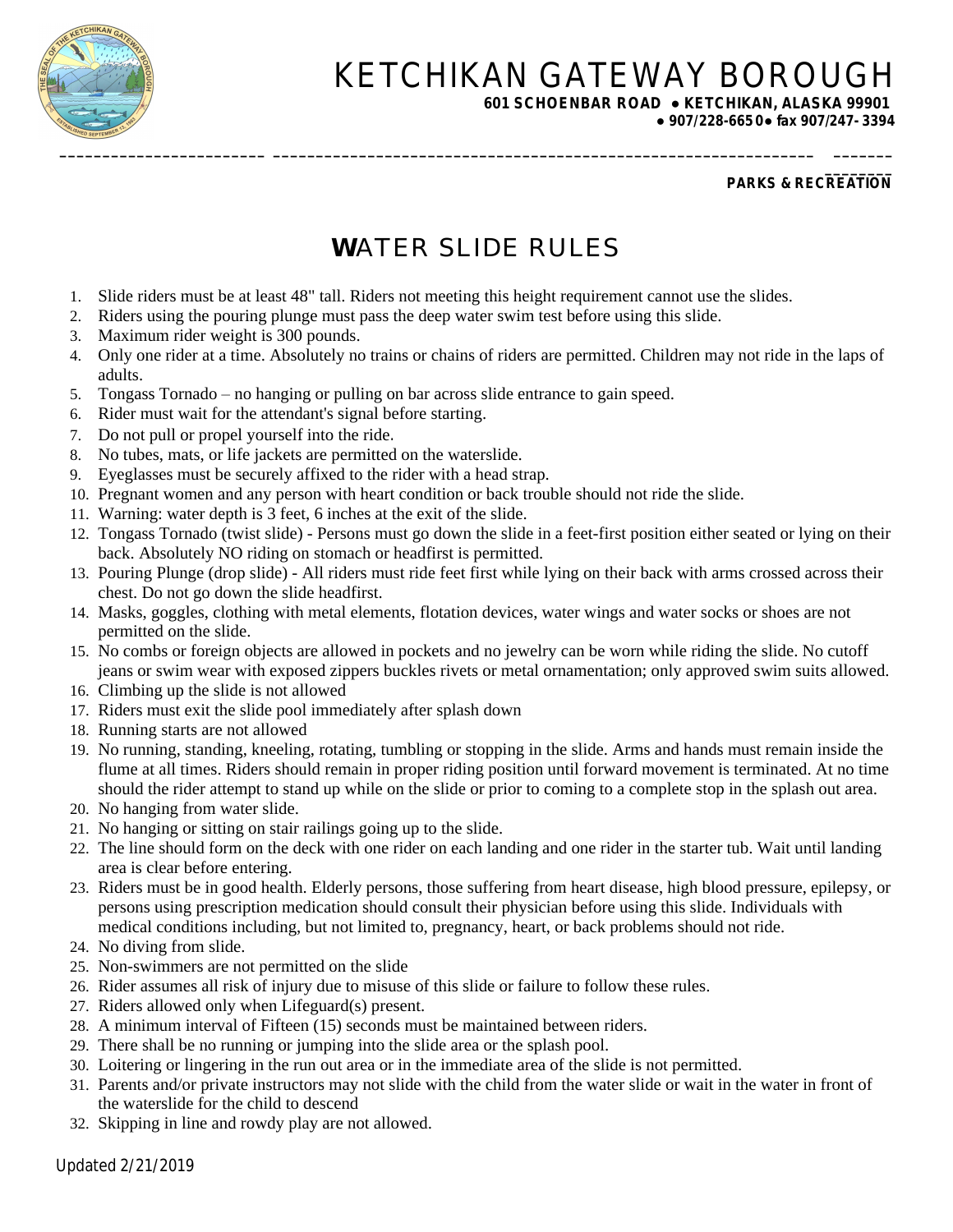# KETCHIKAN GATEWAY BOROUGH

**601 SCHOENBAR ROAD ● KETCHIKAN, ALASKA 99901**
**● 907/228-6650 ● fax 907/247-3394**

**PARKS & RECREATION**

## WATER SLIDE RULES

1. Slide riders must be at least 48" tall. Riders not meeting this height requirement cannot use the slides.
2. Riders using the pouring plunge must pass the deep water swim test before using this slide.
3. Maximum rider weight is 300 pounds.
4. Only one rider at a time. Absolutely no trains or chains of riders are permitted. Children may not ride in the laps of adults.
5. Tongass Tornado – no hanging or pulling on bar across slide entrance to gain speed.
6. Rider must wait for the attendant's signal before starting.
7. Do not pull or propel yourself into the ride.
8. No tubes, mats, or life jackets are permitted on the waterslide.
9. Eyeglasses must be securely affixed to the rider with a head strap.
10. Pregnant women and any person with heart condition or back trouble should not ride the slide.
11. Warning: water depth is 3 feet, 6 inches at the exit of the slide.
12. Tongass Tornado (twist slide) - Persons must go down the slide in a feet-first position either seated or lying on their back. Absolutely NO riding on stomach or headfirst is permitted.
13. Pouring Plunge (drop slide) - All riders must ride feet first while lying on their back with arms crossed across their chest. Do not go down the slide headfirst.
14. Masks, goggles, clothing with metal elements, flotation devices, water wings and water socks or shoes are not permitted on the slide.
15. No combs or foreign objects are allowed in pockets and no jewelry can be worn while riding the slide. No cutoff jeans or swim wear with exposed zippers buckles rivets or metal ornamentation; only approved swim suits allowed.
16. Climbing up the slide is not allowed
17. Riders must exit the slide pool immediately after splash down
18. Running starts are not allowed
19. No running, standing, kneeling, rotating, tumbling or stopping in the slide. Arms and hands must remain inside the flume at all times. Riders should remain in proper riding position until forward movement is terminated. At no time should the rider attempt to stand up while on the slide or prior to coming to a complete stop in the splash out area.
20. No hanging from water slide.
21. No hanging or sitting on stair railings going up to the slide.
22. The line should form on the deck with one rider on each landing and one rider in the starter tub. Wait until landing area is clear before entering.
23. Riders must be in good health. Elderly persons, those suffering from heart disease, high blood pressure, epilepsy, or persons using prescription medication should consult their physician before using this slide. Individuals with medical conditions including, but not limited to, pregnancy, heart, or back problems should not ride.
24. No diving from slide.
25. Non-swimmers are not permitted on the slide
26. Rider assumes all risk of injury due to misuse of this slide or failure to follow these rules.
27. Riders allowed only when Lifeguard(s) present.
28. A minimum interval of Fifteen (15) seconds must be maintained between riders.
29. There shall be no running or jumping into the slide area or the splash pool.
30. Loitering or lingering in the run out area or in the immediate area of the slide is not permitted.
31. Parents and/or private instructors may not slide with the child from the water slide or wait in the water in front of the waterslide for the child to descend
32. Skipping in line and rowdy play are not allowed.

Updated 2/21/2019